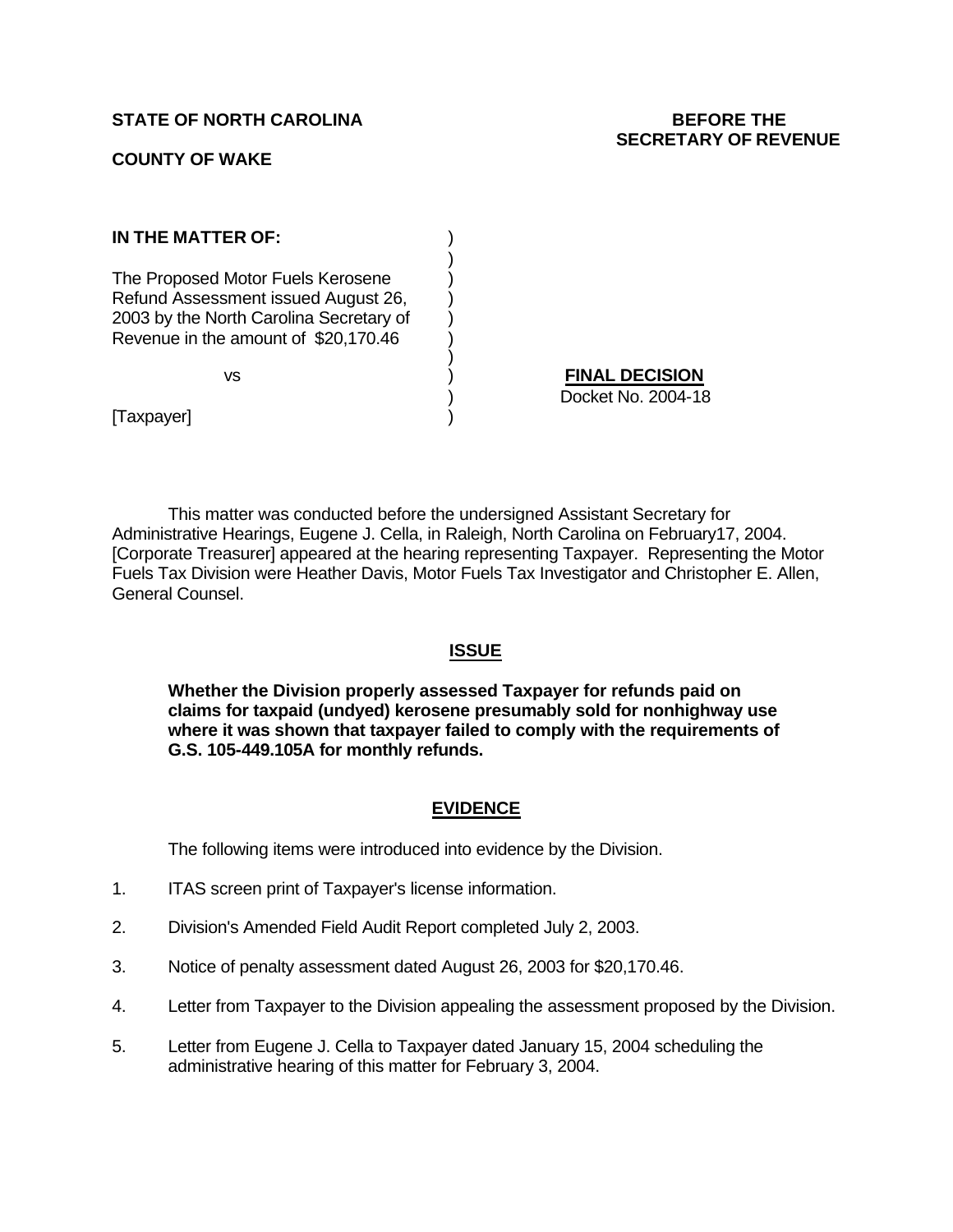**STATE OF NORTH CAROLINA**

**BEFORE THE SECRETARY OF REVENUE**

**COUNTY OF WAKE**

**IN THE MATTER OF:**

The Proposed Motor Fuels Kerosene Refund Assessment issued August 26, 2003 by the North Carolina Secretary of Revenue in the amount of $20,170.46

vs

[Taxpayer]

**FINAL DECISION**
Docket No. 2004-18

This matter was conducted before the undersigned Assistant Secretary for Administrative Hearings, Eugene J. Cella, in Raleigh, North Carolina on February17, 2004. [Corporate Treasurer] appeared at the hearing representing Taxpayer. Representing the Motor Fuels Tax Division were Heather Davis, Motor Fuels Tax Investigator and Christopher E. Allen, General Counsel.

## ISSUE

**Whether the Division properly assessed Taxpayer for refunds paid on claims for taxpaid (undyed) kerosene presumably sold for nonhighway use where it was shown that taxpayer failed to comply with the requirements of G.S. 105-449.105A for monthly refunds.**

## EVIDENCE

The following items were introduced into evidence by the Division.

1. ITAS screen print of Taxpayer's license information.
2. Division's Amended Field Audit Report completed July 2, 2003.
3. Notice of penalty assessment dated August 26, 2003 for $20,170.46.
4. Letter from Taxpayer to the Division appealing the assessment proposed by the Division.
5. Letter from Eugene J. Cella to Taxpayer dated January 15, 2004 scheduling the administrative hearing of this matter for February 3, 2004.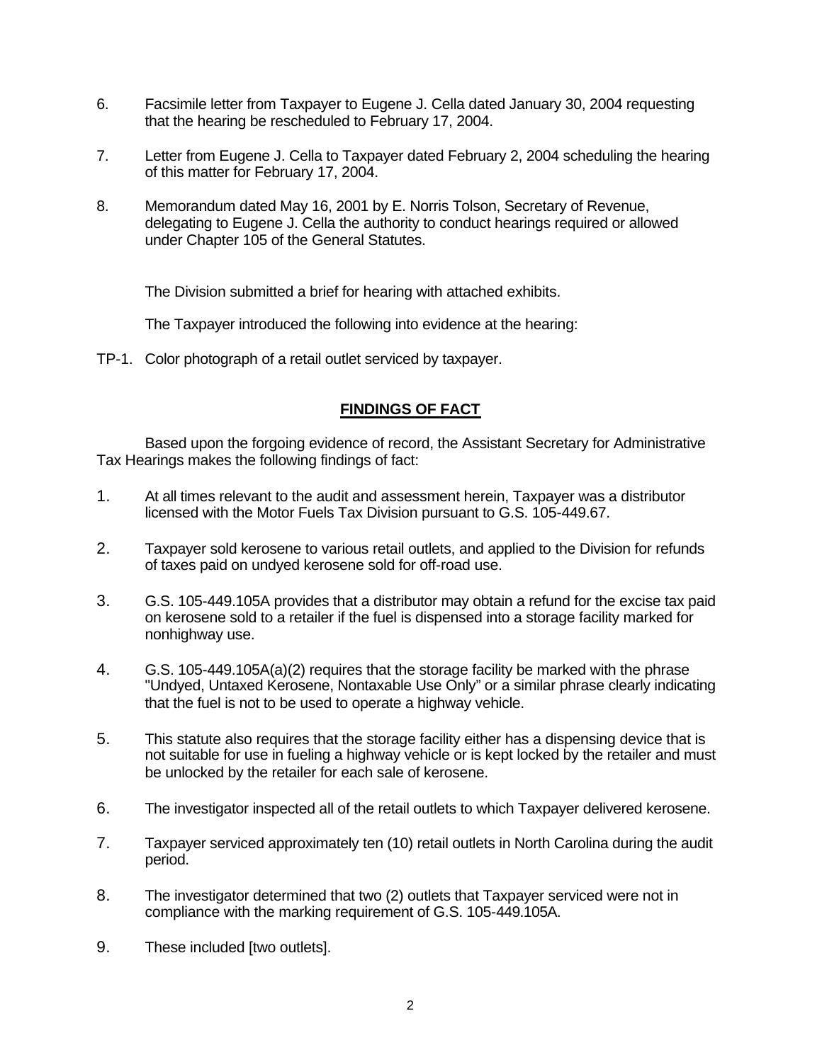6. Facsimile letter from Taxpayer to Eugene J. Cella dated January 30, 2004 requesting that the hearing be rescheduled to February 17, 2004.

7. Letter from Eugene J. Cella to Taxpayer dated February 2, 2004 scheduling the hearing of this matter for February 17, 2004.

8. Memorandum dated May 16, 2001 by E. Norris Tolson, Secretary of Revenue, delegating to Eugene J. Cella the authority to conduct hearings required or allowed under Chapter 105 of the General Statutes.

The Division submitted a brief for hearing with attached exhibits.

The Taxpayer introduced the following into evidence at the hearing:

TP-1. Color photograph of a retail outlet serviced by taxpayer.

## **FINDINGS OF FACT**

Based upon the forgoing evidence of record, the Assistant Secretary for Administrative Tax Hearings makes the following findings of fact:

1. At all times relevant to the audit and assessment herein, Taxpayer was a distributor licensed with the Motor Fuels Tax Division pursuant to G.S. 105-449.67.

2. Taxpayer sold kerosene to various retail outlets, and applied to the Division for refunds of taxes paid on undyed kerosene sold for off-road use.

3. G.S. 105-449.105A provides that a distributor may obtain a refund for the excise tax paid on kerosene sold to a retailer if the fuel is dispensed into a storage facility marked for nonhighway use.

4. G.S. 105-449.105A(a)(2) requires that the storage facility be marked with the phrase "Undyed, Untaxed Kerosene, Nontaxable Use Only" or a similar phrase clearly indicating that the fuel is not to be used to operate a highway vehicle.

5. This statute also requires that the storage facility either has a dispensing device that is not suitable for use in fueling a highway vehicle or is kept locked by the retailer and must be unlocked by the retailer for each sale of kerosene.

6. The investigator inspected all of the retail outlets to which Taxpayer delivered kerosene.

7. Taxpayer serviced approximately ten (10) retail outlets in North Carolina during the audit period.

8. The investigator determined that two (2) outlets that Taxpayer serviced were not in compliance with the marking requirement of G.S. 105-449.105A.

9. These included [two outlets].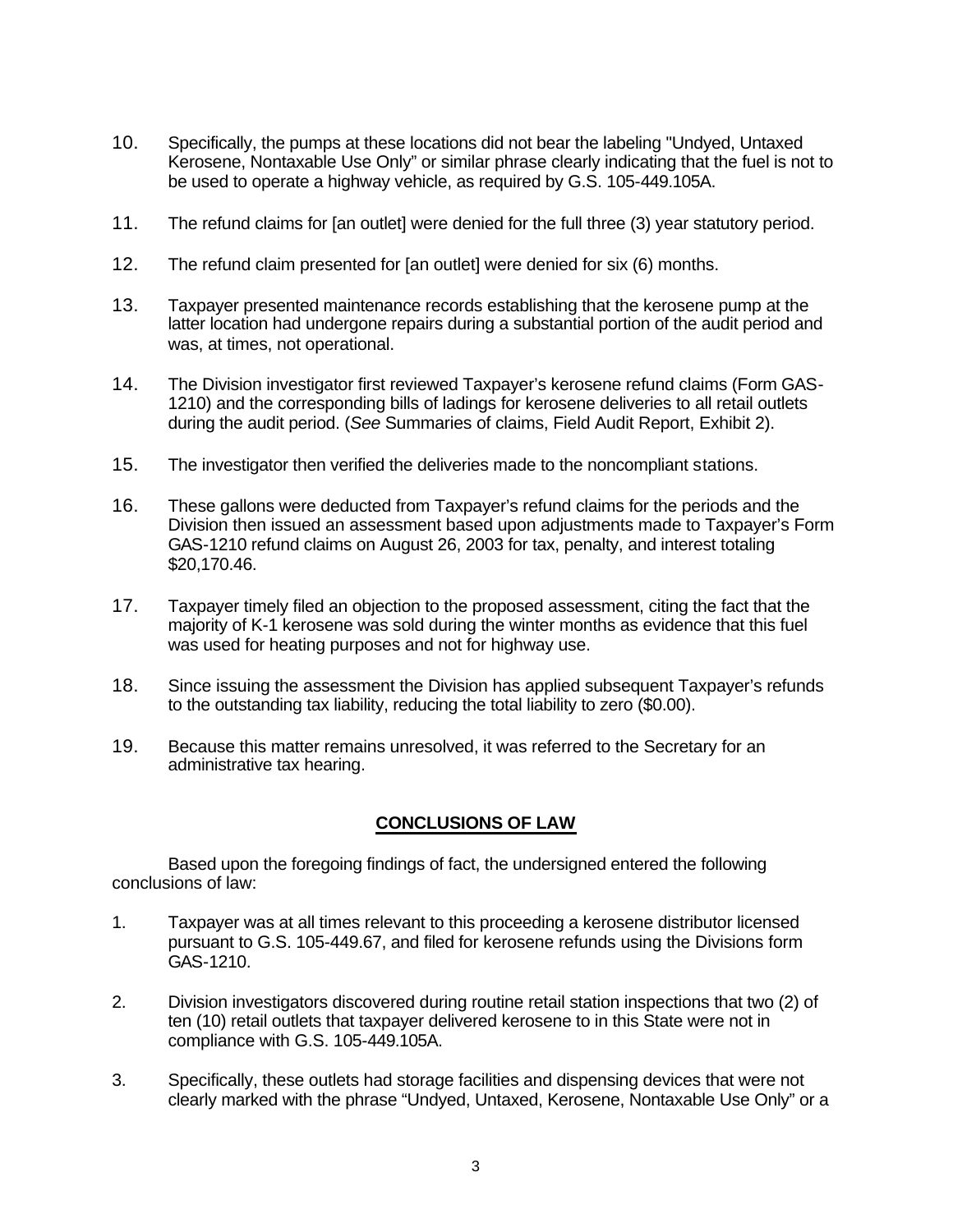10. Specifically, the pumps at these locations did not bear the labeling "Undyed, Untaxed Kerosene, Nontaxable Use Only" or similar phrase clearly indicating that the fuel is not to be used to operate a highway vehicle, as required by G.S. 105-449.105A.

11. The refund claims for [an outlet] were denied for the full three (3) year statutory period.

12. The refund claim presented for [an outlet] were denied for six (6) months.

13. Taxpayer presented maintenance records establishing that the kerosene pump at the latter location had undergone repairs during a substantial portion of the audit period and was, at times, not operational.

14. The Division investigator first reviewed Taxpayer's kerosene refund claims (Form GAS-1210) and the corresponding bills of ladings for kerosene deliveries to all retail outlets during the audit period. (*See* Summaries of claims, Field Audit Report, Exhibit 2).

15. The investigator then verified the deliveries made to the noncompliant stations.

16. These gallons were deducted from Taxpayer's refund claims for the periods and the Division then issued an assessment based upon adjustments made to Taxpayer's Form GAS-1210 refund claims on August 26, 2003 for tax, penalty, and interest totaling $20,170.46.

17. Taxpayer timely filed an objection to the proposed assessment, citing the fact that the majority of K-1 kerosene was sold during the winter months as evidence that this fuel was used for heating purposes and not for highway use.

18. Since issuing the assessment the Division has applied subsequent Taxpayer's refunds to the outstanding tax liability, reducing the total liability to zero ($0.00).

19. Because this matter remains unresolved, it was referred to the Secretary for an administrative tax hearing.

## CONCLUSIONS OF LAW

Based upon the foregoing findings of fact, the undersigned entered the following conclusions of law:

1. Taxpayer was at all times relevant to this proceeding a kerosene distributor licensed pursuant to G.S. 105-449.67, and filed for kerosene refunds using the Divisions form GAS-1210.

2. Division investigators discovered during routine retail station inspections that two (2) of ten (10) retail outlets that taxpayer delivered kerosene to in this State were not in compliance with G.S. 105-449.105A.

3. Specifically, these outlets had storage facilities and dispensing devices that were not clearly marked with the phrase "Undyed, Untaxed, Kerosene, Nontaxable Use Only" or a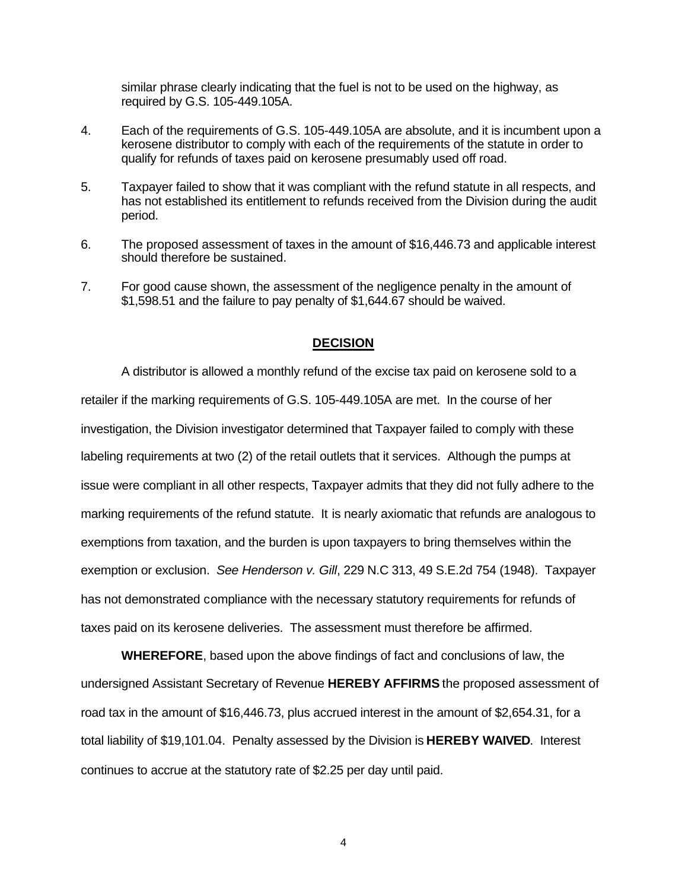similar phrase clearly indicating that the fuel is not to be used on the highway, as required by G.S. 105-449.105A.

4. Each of the requirements of G.S. 105-449.105A are absolute, and it is incumbent upon a kerosene distributor to comply with each of the requirements of the statute in order to qualify for refunds of taxes paid on kerosene presumably used off road.

5. Taxpayer failed to show that it was compliant with the refund statute in all respects, and has not established its entitlement to refunds received from the Division during the audit period.

6. The proposed assessment of taxes in the amount of $16,446.73 and applicable interest should therefore be sustained.

7. For good cause shown, the assessment of the negligence penalty in the amount of $1,598.51 and the failure to pay penalty of $1,644.67 should be waived.

## DECISION

A distributor is allowed a monthly refund of the excise tax paid on kerosene sold to a retailer if the marking requirements of G.S. 105-449.105A are met. In the course of her investigation, the Division investigator determined that Taxpayer failed to comply with these labeling requirements at two (2) of the retail outlets that it services. Although the pumps at issue were compliant in all other respects, Taxpayer admits that they did not fully adhere to the marking requirements of the refund statute. It is nearly axiomatic that refunds are analogous to exemptions from taxation, and the burden is upon taxpayers to bring themselves within the exemption or exclusion. *See Henderson v. Gill*, 229 N.C 313, 49 S.E.2d 754 (1948). Taxpayer has not demonstrated compliance with the necessary statutory requirements for refunds of taxes paid on its kerosene deliveries. The assessment must therefore be affirmed.

**WHEREFORE**, based upon the above findings of fact and conclusions of law, the undersigned Assistant Secretary of Revenue **HEREBY AFFIRMS** the proposed assessment of road tax in the amount of $16,446.73, plus accrued interest in the amount of $2,654.31, for a total liability of $19,101.04. Penalty assessed by the Division is **HEREBY WAIVED**. Interest continues to accrue at the statutory rate of $2.25 per day until paid.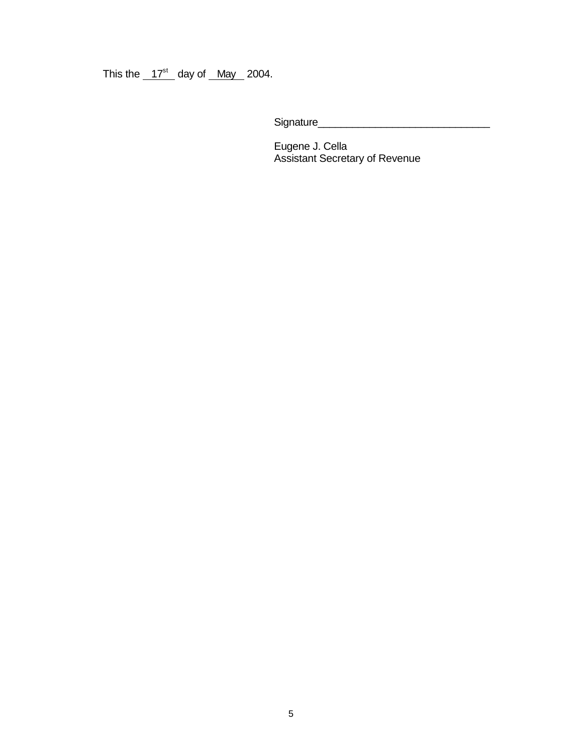This the 17st day of May 2004.

Signature_______________________________

Eugene J. Cella
Assistant Secretary of Revenue